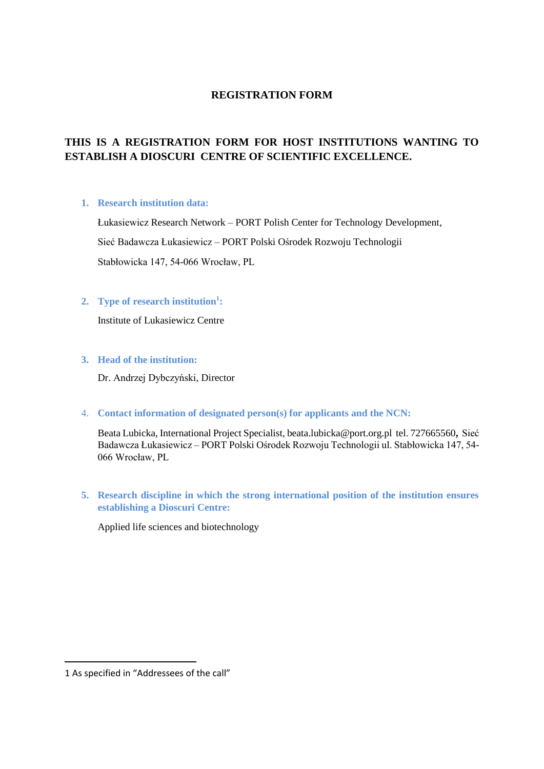# REGISTRATION FORM

## THIS IS A REGISTRATION FORM FOR HOST INSTITUTIONS WANTING TO ESTABLISH A DIOSCURI CENTRE OF SCIENTIFIC EXCELLENCE.

1. **Research institution data:**

   Łukasiewicz Research Network – PORT Polish Center for Technology Development,

   Sieć Badawcza Łukasiewicz – PORT Polski Ośrodek Rozwoju Technologii

   Stabłowicka 147, 54-066 Wrocław, PL

2. **Type of research institution[1]:**

   Institute of Lukasiewicz Centre

3. **Head of the institution:**

   Dr. Andrzej Dybczyński, Director

4. **Contact information of designated person(s) for applicants and the NCN:**

   Beata Lubicka, International Project Specialist, beata.lubicka@port.org.pl tel. 727665560**,** Sieć Badawcza Łukasiewicz – PORT Polski Ośrodek Rozwoju Technologii ul. Stabłowicka 147, 54-066 Wrocław, PL

5. **Research discipline in which the strong international position of the institution ensures establishing a Dioscuri Centre:**

   Applied life sciences and biotechnology

---

1 As specified in "Addressees of the call"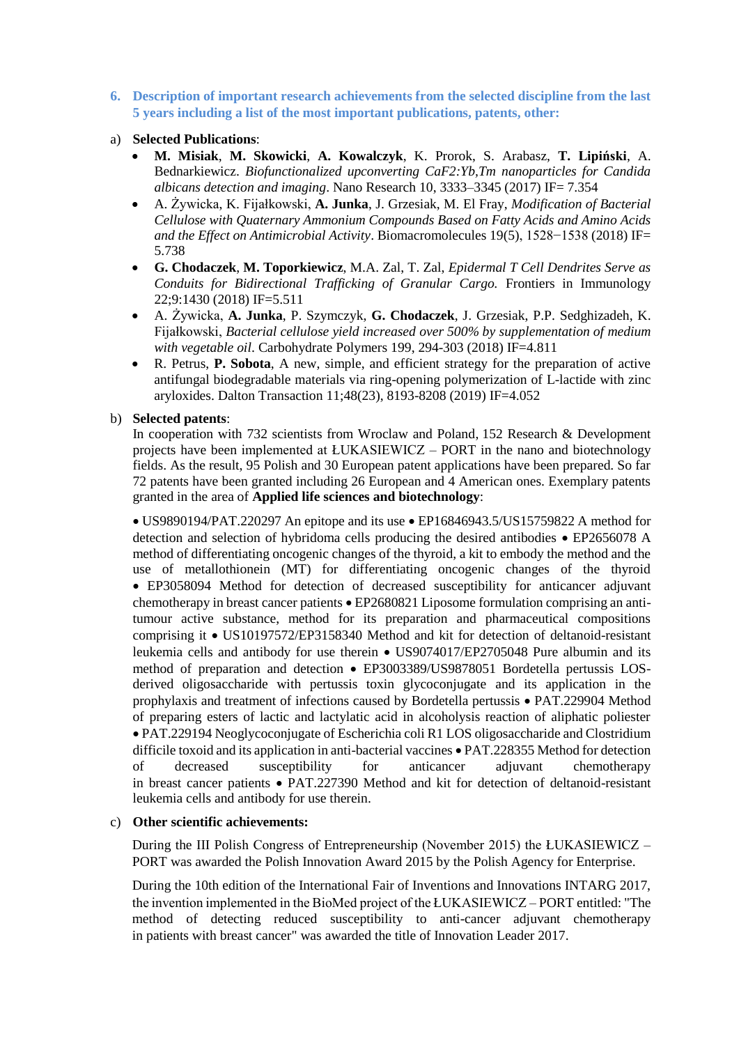## 6. Description of important research achievements from the selected discipline from the last 5 years including a list of the most important publications, patents, other:

a) **Selected Publications**:

- **M. Misiak**, **M. Skowicki**, **A. Kowalczyk**, K. Prorok, S. Arabasz, **T. Lipiński**, A. Bednarkiewicz. *Biofunctionalized upconverting CaF2:Yb,Tm nanoparticles for Candida albicans detection and imaging*. Nano Research 10, 3333–3345 (2017) IF= 7.354
- A. Żywicka, K. Fijałkowski, **A. Junka**, J. Grzesiak, M. El Fray, *Modification of Bacterial Cellulose with Quaternary Ammonium Compounds Based on Fatty Acids and Amino Acids and the Effect on Antimicrobial Activity*. Biomacromolecules 19(5), 1528−1538 (2018) IF= 5.738
- **G. Chodaczek**, **M. Toporkiewicz**, M.A. Zal, T. Zal, *Epidermal T Cell Dendrites Serve as Conduits for Bidirectional Trafficking of Granular Cargo.* Frontiers in Immunology 22;9:1430 (2018) IF=5.511
- A. Żywicka, **A. Junka**, P. Szymczyk, **G. Chodaczek**, J. Grzesiak, P.P. Sedghizadeh, K. Fijałkowski, *Bacterial cellulose yield increased over 500% by supplementation of medium with vegetable oil*. Carbohydrate Polymers 199, 294-303 (2018) IF=4.811
- R. Petrus, **P. Sobota**, A new, simple, and efficient strategy for the preparation of active antifungal biodegradable materials via ring-opening polymerization of L-lactide with zinc aryloxides. Dalton Transaction 11;48(23), 8193-8208 (2019) IF=4.052

b) **Selected patents**:

In cooperation with 732 scientists from Wroclaw and Poland, 152 Research & Development projects have been implemented at ŁUKASIEWICZ – PORT in the nano and biotechnology fields. As the result, 95 Polish and 30 European patent applications have been prepared. So far 72 patents have been granted including 26 European and 4 American ones. Exemplary patents granted in the area of **Applied life sciences and biotechnology**:

• US9890194/PAT.220297 An epitope and its use • EP16846943.5/US15759822 A method for detection and selection of hybridoma cells producing the desired antibodies • EP2656078 A method of differentiating oncogenic changes of the thyroid, a kit to embody the method and the use of metallothionein (MT) for differentiating oncogenic changes of the thyroid • EP3058094 Method for detection of decreased susceptibility for anticancer adjuvant chemotherapy in breast cancer patients • EP2680821 Liposome formulation comprising an anti-tumour active substance, method for its preparation and pharmaceutical compositions comprising it • US10197572/EP3158340 Method and kit for detection of deltanoid-resistant leukemia cells and antibody for use therein • US9074017/EP2705048 Pure albumin and its method of preparation and detection • EP3003389/US9878051 Bordetella pertussis LOS-derived oligosaccharide with pertussis toxin glycoconjugate and its application in the prophylaxis and treatment of infections caused by Bordetella pertussis • PAT.229904 Method of preparing esters of lactic and lactylatic acid in alcoholysis reaction of aliphatic poliester • PAT.229194 Neoglycoconjugate of Escherichia coli R1 LOS oligosaccharide and Clostridium difficile toxoid and its application in anti-bacterial vaccines • PAT.228355 Method for detection of decreased susceptibility for anticancer adjuvant chemotherapy in breast cancer patients • PAT.227390 Method and kit for detection of deltanoid-resistant leukemia cells and antibody for use therein.

c) **Other scientific achievements:**

During the III Polish Congress of Entrepreneurship (November 2015) the ŁUKASIEWICZ – PORT was awarded the Polish Innovation Award 2015 by the Polish Agency for Enterprise.

During the 10th edition of the International Fair of Inventions and Innovations INTARG 2017, the invention implemented in the BioMed project of the ŁUKASIEWICZ – PORT entitled: "The method of detecting reduced susceptibility to anti-cancer adjuvant chemotherapy in patients with breast cancer" was awarded the title of Innovation Leader 2017.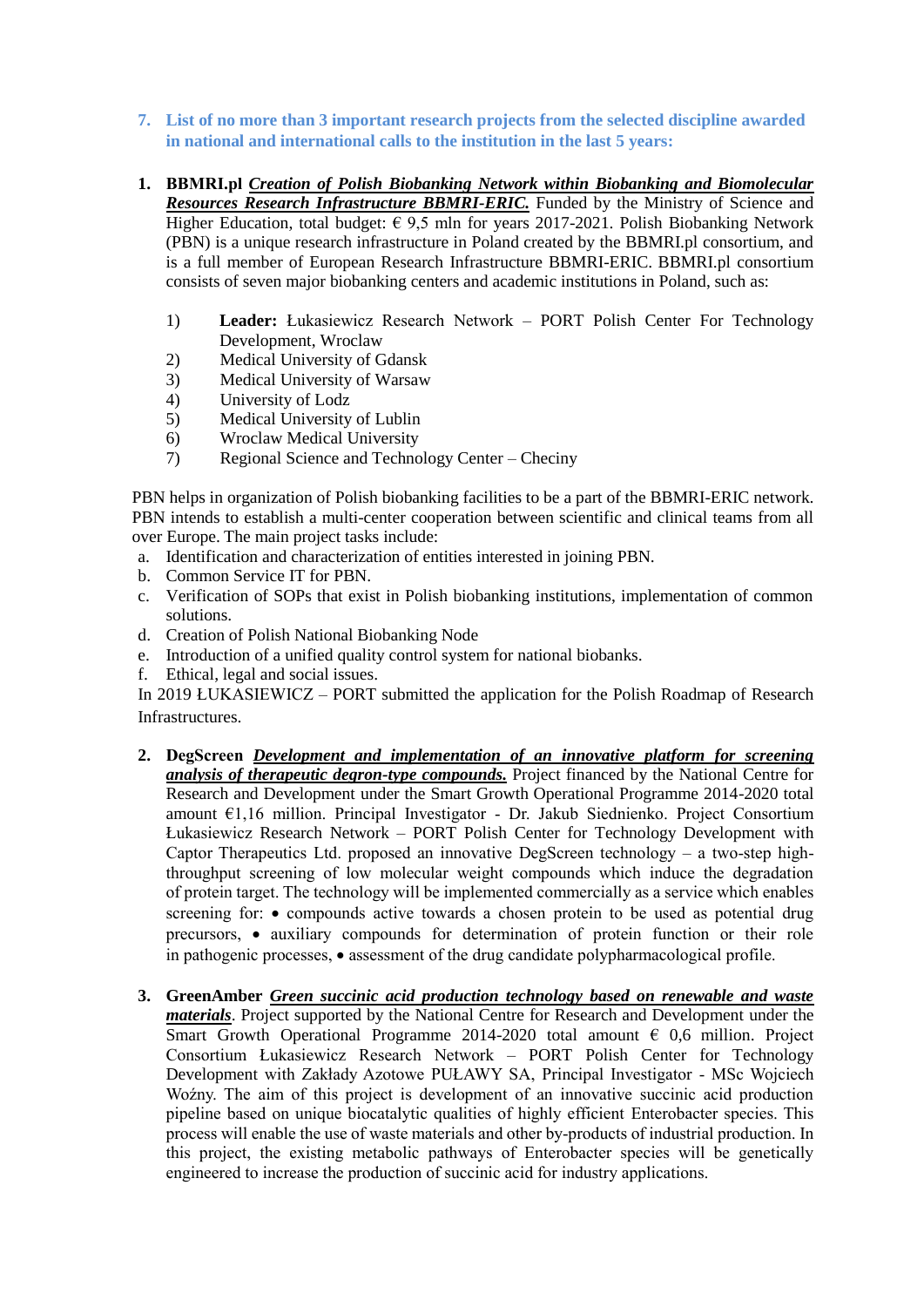### 7. List of no more than 3 important research projects from the selected discipline awarded in national and international calls to the institution in the last 5 years:

1. **BBMRI.pl** ***Creation of Polish Biobanking Network within Biobanking and Biomolecular Resources Research Infrastructure BBMRI-ERIC.*** Funded by the Ministry of Science and Higher Education, total budget: € 9,5 mln for years 2017-2021. Polish Biobanking Network (PBN) is a unique research infrastructure in Poland created by the BBMRI.pl consortium, and is a full member of European Research Infrastructure BBMRI-ERIC. BBMRI.pl consortium consists of seven major biobanking centers and academic institutions in Poland, such as:

   1) **Leader:** Łukasiewicz Research Network – PORT Polish Center For Technology Development, Wroclaw
   2) Medical University of Gdansk
   3) Medical University of Warsaw
   4) University of Lodz
   5) Medical University of Lublin
   6) Wroclaw Medical University
   7) Regional Science and Technology Center – Checiny

PBN helps in organization of Polish biobanking facilities to be a part of the BBMRI-ERIC network. PBN intends to establish a multi-center cooperation between scientific and clinical teams from all over Europe. The main project tasks include:

a. Identification and characterization of entities interested in joining PBN.
b. Common Service IT for PBN.
c. Verification of SOPs that exist in Polish biobanking institutions, implementation of common solutions.
d. Creation of Polish National Biobanking Node
e. Introduction of a unified quality control system for national biobanks.
f. Ethical, legal and social issues.

In 2019 ŁUKASIEWICZ – PORT submitted the application for the Polish Roadmap of Research Infrastructures.

2. **DegScreen** ***Development and implementation of an innovative platform for screening analysis of therapeutic degron-type compounds.*** Project financed by the National Centre for Research and Development under the Smart Growth Operational Programme 2014-2020 total amount €1,16 million. Principal Investigator - Dr. Jakub Siednienko. Project Consortium Łukasiewicz Research Network – PORT Polish Center for Technology Development with Captor Therapeutics Ltd. proposed an innovative DegScreen technology – a two-step high-throughput screening of low molecular weight compounds which induce the degradation of protein target. The technology will be implemented commercially as a service which enables screening for: • compounds active towards a chosen protein to be used as potential drug precursors, • auxiliary compounds for determination of protein function or their role in pathogenic processes, • assessment of the drug candidate polypharmacological profile.

3. **GreenAmber** ***Green succinic acid production technology based on renewable and waste materials***. Project supported by the National Centre for Research and Development under the Smart Growth Operational Programme 2014-2020 total amount € 0,6 million. Project Consortium Łukasiewicz Research Network – PORT Polish Center for Technology Development with Zakłady Azotowe PUŁAWY SA, Principal Investigator - MSc Wojciech Woźny. The aim of this project is development of an innovative succinic acid production pipeline based on unique biocatalytic qualities of highly efficient Enterobacter species. This process will enable the use of waste materials and other by-products of industrial production. In this project, the existing metabolic pathways of Enterobacter species will be genetically engineered to increase the production of succinic acid for industry applications.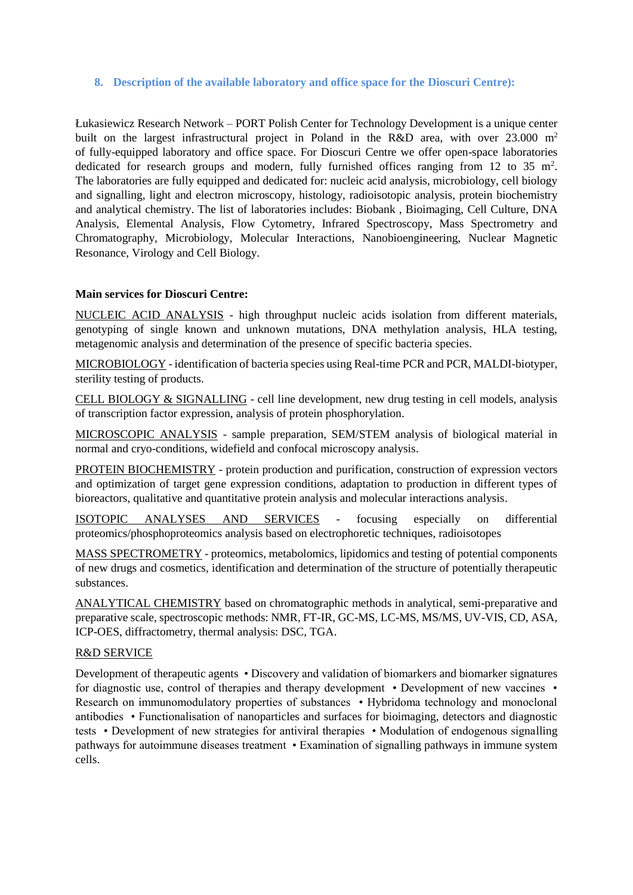## 8. Description of the available laboratory and office space for the Dioscuri Centre):

Łukasiewicz Research Network – PORT Polish Center for Technology Development is a unique center built on the largest infrastructural project in Poland in the R&D area, with over 23.000 $m^2$ of fully-equipped laboratory and office space. For Dioscuri Centre we offer open-space laboratories dedicated for research groups and modern, fully furnished offices ranging from 12 to 35 $m^2$. The laboratories are fully equipped and dedicated for: nucleic acid analysis, microbiology, cell biology and signalling, light and electron microscopy, histology, radioisotopic analysis, protein biochemistry and analytical chemistry. The list of laboratories includes: Biobank , Bioimaging, Cell Culture, DNA Analysis, Elemental Analysis, Flow Cytometry, Infrared Spectroscopy, Mass Spectrometry and Chromatography, Microbiology, Molecular Interactions, Nanobioengineering, Nuclear Magnetic Resonance, Virology and Cell Biology.

**Main services for Dioscuri Centre:**

NUCLEIC ACID ANALYSIS - high throughput nucleic acids isolation from different materials, genotyping of single known and unknown mutations, DNA methylation analysis, HLA testing, metagenomic analysis and determination of the presence of specific bacteria species.

MICROBIOLOGY - identification of bacteria species using Real-time PCR and PCR, MALDI-biotyper, sterility testing of products.

CELL BIOLOGY & SIGNALLING - cell line development, new drug testing in cell models, analysis of transcription factor expression, analysis of protein phosphorylation.

MICROSCOPIC ANALYSIS - sample preparation, SEM/STEM analysis of biological material in normal and cryo-conditions, widefield and confocal microscopy analysis.

PROTEIN BIOCHEMISTRY - protein production and purification, construction of expression vectors and optimization of target gene expression conditions, adaptation to production in different types of bioreactors, qualitative and quantitative protein analysis and molecular interactions analysis.

ISOTOPIC ANALYSES AND SERVICES - focusing especially on differential proteomics/phosphoproteomics analysis based on electrophoretic techniques, radioisotopes

MASS SPECTROMETRY - proteomics, metabolomics, lipidomics and testing of potential components of new drugs and cosmetics, identification and determination of the structure of potentially therapeutic substances.

ANALYTICAL CHEMISTRY based on chromatographic methods in analytical, semi-preparative and preparative scale, spectroscopic methods: NMR, FT-IR, GC-MS, LC-MS, MS/MS, UV-VIS, CD, ASA, ICP-OES, diffractometry, thermal analysis: DSC, TGA.

R&D SERVICE

Development of therapeutic agents • Discovery and validation of biomarkers and biomarker signatures for diagnostic use, control of therapies and therapy development • Development of new vaccines • Research on immunomodulatory properties of substances • Hybridoma technology and monoclonal antibodies • Functionalisation of nanoparticles and surfaces for bioimaging, detectors and diagnostic tests • Development of new strategies for antiviral therapies • Modulation of endogenous signalling pathways for autoimmune diseases treatment • Examination of signalling pathways in immune system cells.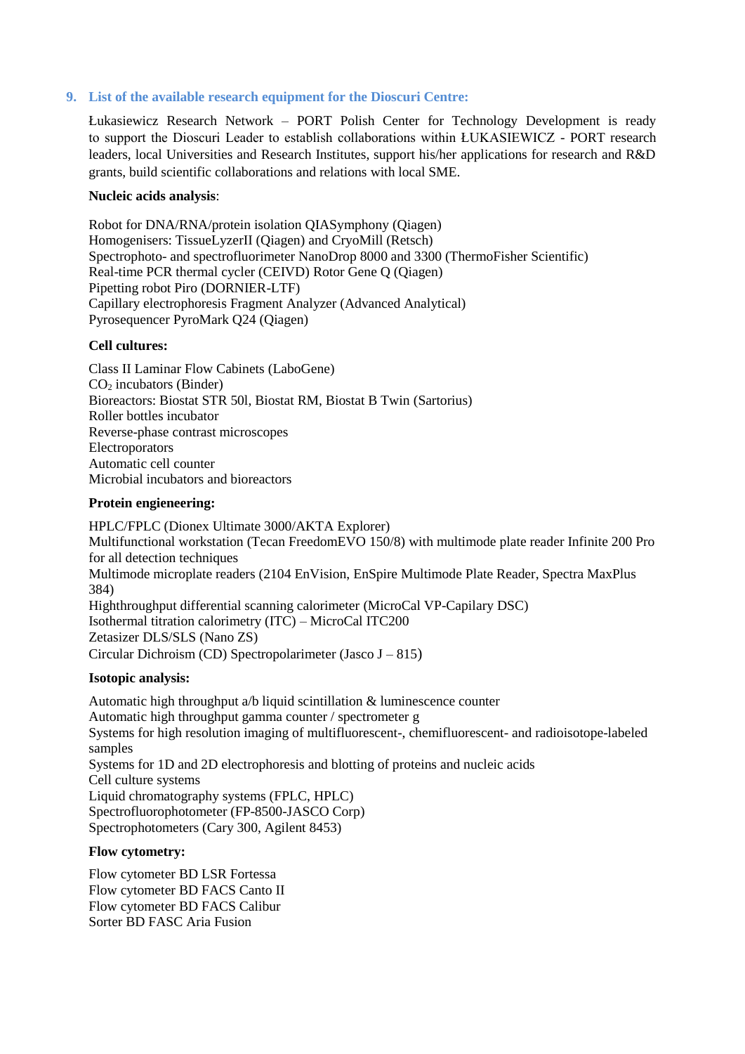## 9. List of the available research equipment for the Dioscuri Centre:

Łukasiewicz Research Network – PORT Polish Center for Technology Development is ready to support the Dioscuri Leader to establish collaborations within ŁUKASIEWICZ - PORT research leaders, local Universities and Research Institutes, support his/her applications for research and R&D grants, build scientific collaborations and relations with local SME.

**Nucleic acids analysis**:

Robot for DNA/RNA/protein isolation QIASymphony (Qiagen)
Homogenisers: TissueLyzerII (Qiagen) and CryoMill (Retsch)
Spectrophoto- and spectrofluorimeter NanoDrop 8000 and 3300 (ThermoFisher Scientific)
Real-time PCR thermal cycler (CEIVD) Rotor Gene Q (Qiagen)
Pipetting robot Piro (DORNIER-LTF)
Capillary electrophoresis Fragment Analyzer (Advanced Analytical)
Pyrosequencer PyroMark Q24 (Qiagen)

**Cell cultures:**

Class II Laminar Flow Cabinets (LaboGene)
$CO_2$ incubators (Binder)
Bioreactors: Biostat STR 50l, Biostat RM, Biostat B Twin (Sartorius)
Roller bottles incubator
Reverse-phase contrast microscopes
Electroporators
Automatic cell counter
Microbial incubators and bioreactors

**Protein engieneering:**

HPLC/FPLC (Dionex Ultimate 3000/AKTA Explorer)
Multifunctional workstation (Tecan FreedomEVO 150/8) with multimode plate reader Infinite 200 Pro for all detection techniques
Multimode microplate readers (2104 EnVision, EnSpire Multimode Plate Reader, Spectra MaxPlus 384)
Highthroughput differential scanning calorimeter (MicroCal VP-Capilary DSC)
Isothermal titration calorimetry (ITC) – MicroCal ITC200
Zetasizer DLS/SLS (Nano ZS)
Circular Dichroism (CD) Spectropolarimeter (Jasco J – 815)

**Isotopic analysis:**

Automatic high throughput a/b liquid scintillation & luminescence counter
Automatic high throughput gamma counter / spectrometer g
Systems for high resolution imaging of multifluorescent-, chemifluorescent- and radioisotope-labeled samples
Systems for 1D and 2D electrophoresis and blotting of proteins and nucleic acids
Cell culture systems
Liquid chromatography systems (FPLC, HPLC)
Spectrofluorophotometer (FP-8500-JASCO Corp)
Spectrophotometers (Cary 300, Agilent 8453)

**Flow cytometry:**

Flow cytometer BD LSR Fortessa
Flow cytometer BD FACS Canto II
Flow cytometer BD FACS Calibur
Sorter BD FASC Aria Fusion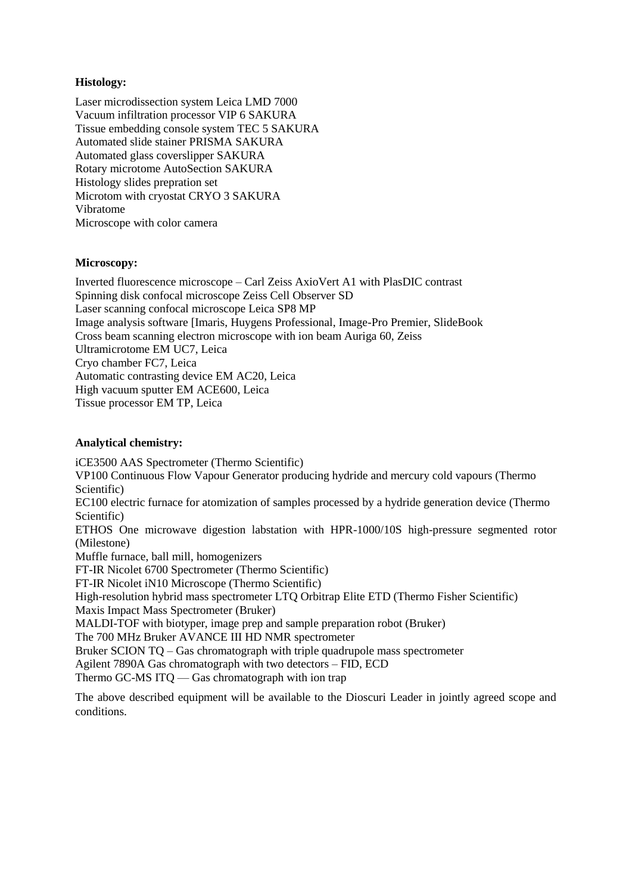**Histology:**

Laser microdissection system Leica LMD 7000
Vacuum infiltration processor VIP 6 SAKURA
Tissue embedding console system TEC 5 SAKURA
Automated slide stainer PRISMA SAKURA
Automated glass coverslipper SAKURA
Rotary microtome AutoSection SAKURA
Histology slides prepration set
Microtom with cryostat CRYO 3 SAKURA
Vibratome
Microscope with color camera

**Microscopy:**

Inverted fluorescence microscope – Carl Zeiss AxioVert A1 with PlasDIC contrast
Spinning disk confocal microscope Zeiss Cell Observer SD
Laser scanning confocal microscope Leica SP8 MP
Image analysis software [Imaris, Huygens Professional, Image-Pro Premier, SlideBook
Cross beam scanning electron microscope with ion beam Auriga 60, Zeiss
Ultramicrotome EM UC7, Leica
Cryo chamber FC7, Leica
Automatic contrasting device EM AC20, Leica
High vacuum sputter EM ACE600, Leica
Tissue processor EM TP, Leica

**Analytical chemistry:**

iCE3500 AAS Spectrometer (Thermo Scientific)
VP100 Continuous Flow Vapour Generator producing hydride and mercury cold vapours (Thermo Scientific)
EC100 electric furnace for atomization of samples processed by a hydride generation device (Thermo Scientific)
ETHOS One microwave digestion labstation with HPR-1000/10S high-pressure segmented rotor (Milestone)
Muffle furnace, ball mill, homogenizers
FT-IR Nicolet 6700 Spectrometer (Thermo Scientific)
FT-IR Nicolet iN10 Microscope (Thermo Scientific)
High-resolution hybrid mass spectrometer LTQ Orbitrap Elite ETD (Thermo Fisher Scientific)
Maxis Impact Mass Spectrometer (Bruker)
MALDI-TOF with biotyper, image prep and sample preparation robot (Bruker)
The 700 MHz Bruker AVANCE III HD NMR spectrometer
Bruker SCION TQ – Gas chromatograph with triple quadrupole mass spectrometer
Agilent 7890A Gas chromatograph with two detectors – FID, ECD
Thermo GC-MS ITQ — Gas chromatograph with ion trap

The above described equipment will be available to the Dioscuri Leader in jointly agreed scope and conditions.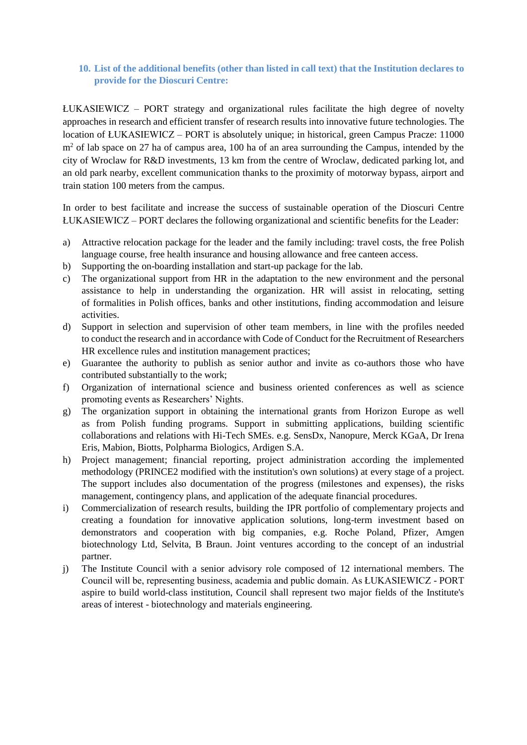## 10. List of the additional benefits (other than listed in call text) that the Institution declares to provide for the Dioscuri Centre:

ŁUKASIEWICZ – PORT strategy and organizational rules facilitate the high degree of novelty approaches in research and efficient transfer of research results into innovative future technologies. The location of ŁUKASIEWICZ – PORT is absolutely unique; in historical, green Campus Pracze: 11000 $m^2$ of lab space on 27 ha of campus area, 100 ha of an area surrounding the Campus, intended by the city of Wroclaw for R&D investments, 13 km from the centre of Wroclaw, dedicated parking lot, and an old park nearby, excellent communication thanks to the proximity of motorway bypass, airport and train station 100 meters from the campus.

In order to best facilitate and increase the success of sustainable operation of the Dioscuri Centre ŁUKASIEWICZ – PORT declares the following organizational and scientific benefits for the Leader:

a) Attractive relocation package for the leader and the family including: travel costs, the free Polish language course, free health insurance and housing allowance and free canteen access.
b) Supporting the on-boarding installation and start-up package for the lab.
c) The organizational support from HR in the adaptation to the new environment and the personal assistance to help in understanding the organization. HR will assist in relocating, setting of formalities in Polish offices, banks and other institutions, finding accommodation and leisure activities.
d) Support in selection and supervision of other team members, in line with the profiles needed to conduct the research and in accordance with Code of Conduct for the Recruitment of Researchers HR excellence rules and institution management practices;
e) Guarantee the authority to publish as senior author and invite as co-authors those who have contributed substantially to the work;
f) Organization of international science and business oriented conferences as well as science promoting events as Researchers' Nights.
g) The organization support in obtaining the international grants from Horizon Europe as well as from Polish funding programs. Support in submitting applications, building scientific collaborations and relations with Hi-Tech SMEs. e.g. SensDx, Nanopure, Merck KGaA, Dr Irena Eris, Mabion, Biotts, Polpharma Biologics, Ardigen S.A.
h) Project management; financial reporting, project administration according the implemented methodology (PRINCE2 modified with the institution's own solutions) at every stage of a project. The support includes also documentation of the progress (milestones and expenses), the risks management, contingency plans, and application of the adequate financial procedures.
i) Commercialization of research results, building the IPR portfolio of complementary projects and creating a foundation for innovative application solutions, long-term investment based on demonstrators and cooperation with big companies, e.g. Roche Poland, Pfizer, Amgen biotechnology Ltd, Selvita, B Braun. Joint ventures according to the concept of an industrial partner.
j) The Institute Council with a senior advisory role composed of 12 international members. The Council will be, representing business, academia and public domain. As ŁUKASIEWICZ - PORT aspire to build world-class institution, Council shall represent two major fields of the Institute's areas of interest - biotechnology and materials engineering.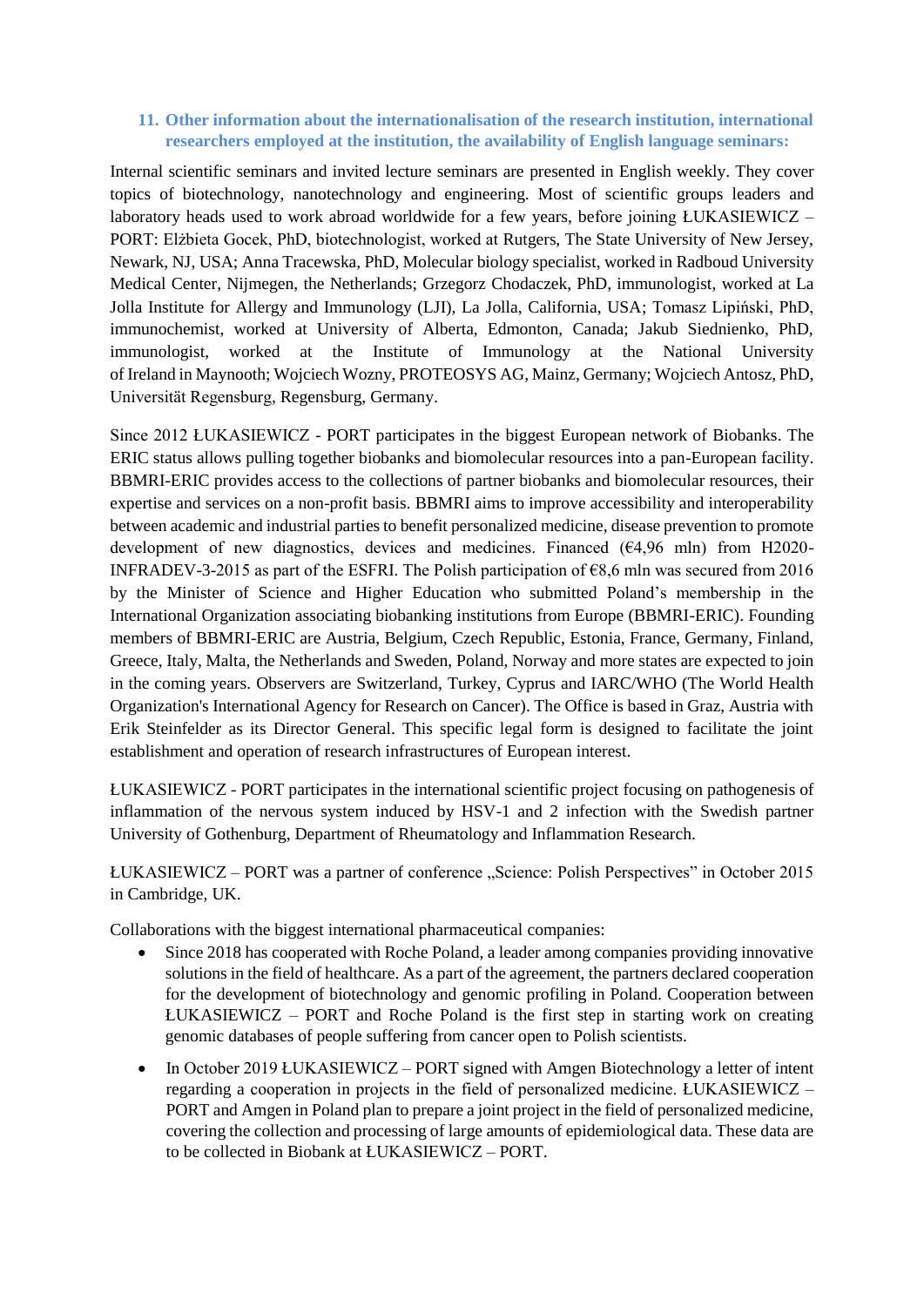## 11. Other information about the internationalisation of the research institution, international researchers employed at the institution, the availability of English language seminars:

Internal scientific seminars and invited lecture seminars are presented in English weekly. They cover topics of biotechnology, nanotechnology and engineering. Most of scientific groups leaders and laboratory heads used to work abroad worldwide for a few years, before joining ŁUKASIEWICZ – PORT: Elżbieta Gocek, PhD, biotechnologist, worked at Rutgers, The State University of New Jersey, Newark, NJ, USA; Anna Tracewska, PhD, Molecular biology specialist, worked in Radboud University Medical Center, Nijmegen, the Netherlands; Grzegorz Chodaczek, PhD, immunologist, worked at La Jolla Institute for Allergy and Immunology (LJI), La Jolla, California, USA; Tomasz Lipiński, PhD, immunochemist, worked at University of Alberta, Edmonton, Canada; Jakub Siednienko, PhD, immunologist, worked at the Institute of Immunology at the National University of Ireland in Maynooth; Wojciech Wozny, PROTEOSYS AG, Mainz, Germany; Wojciech Antosz, PhD, Universität Regensburg, Regensburg, Germany.

Since 2012 ŁUKASIEWICZ - PORT participates in the biggest European network of Biobanks. The ERIC status allows pulling together biobanks and biomolecular resources into a pan-European facility. BBMRI-ERIC provides access to the collections of partner biobanks and biomolecular resources, their expertise and services on a non-profit basis. BBMRI aims to improve accessibility and interoperability between academic and industrial parties to benefit personalized medicine, disease prevention to promote development of new diagnostics, devices and medicines. Financed (€4,96 mln) from H2020-INFRADEV-3-2015 as part of the ESFRI. The Polish participation of €8,6 mln was secured from 2016 by the Minister of Science and Higher Education who submitted Poland's membership in the International Organization associating biobanking institutions from Europe (BBMRI-ERIC). Founding members of BBMRI-ERIC are Austria, Belgium, Czech Republic, Estonia, France, Germany, Finland, Greece, Italy, Malta, the Netherlands and Sweden, Poland, Norway and more states are expected to join in the coming years. Observers are Switzerland, Turkey, Cyprus and IARC/WHO (The World Health Organization's International Agency for Research on Cancer). The Office is based in Graz, Austria with Erik Steinfelder as its Director General. This specific legal form is designed to facilitate the joint establishment and operation of research infrastructures of European interest.

ŁUKASIEWICZ - PORT participates in the international scientific project focusing on pathogenesis of inflammation of the nervous system induced by HSV-1 and 2 infection with the Swedish partner University of Gothenburg, Department of Rheumatology and Inflammation Research.

ŁUKASIEWICZ – PORT was a partner of conference „Science: Polish Perspectives" in October 2015 in Cambridge, UK.

Collaborations with the biggest international pharmaceutical companies:

- Since 2018 has cooperated with Roche Poland, a leader among companies providing innovative solutions in the field of healthcare. As a part of the agreement, the partners declared cooperation for the development of biotechnology and genomic profiling in Poland. Cooperation between ŁUKASIEWICZ – PORT and Roche Poland is the first step in starting work on creating genomic databases of people suffering from cancer open to Polish scientists.
- In October 2019 ŁUKASIEWICZ – PORT signed with Amgen Biotechnology a letter of intent regarding a cooperation in projects in the field of personalized medicine. ŁUKASIEWICZ – PORT and Amgen in Poland plan to prepare a joint project in the field of personalized medicine, covering the collection and processing of large amounts of epidemiological data. These data are to be collected in Biobank at ŁUKASIEWICZ – PORT.